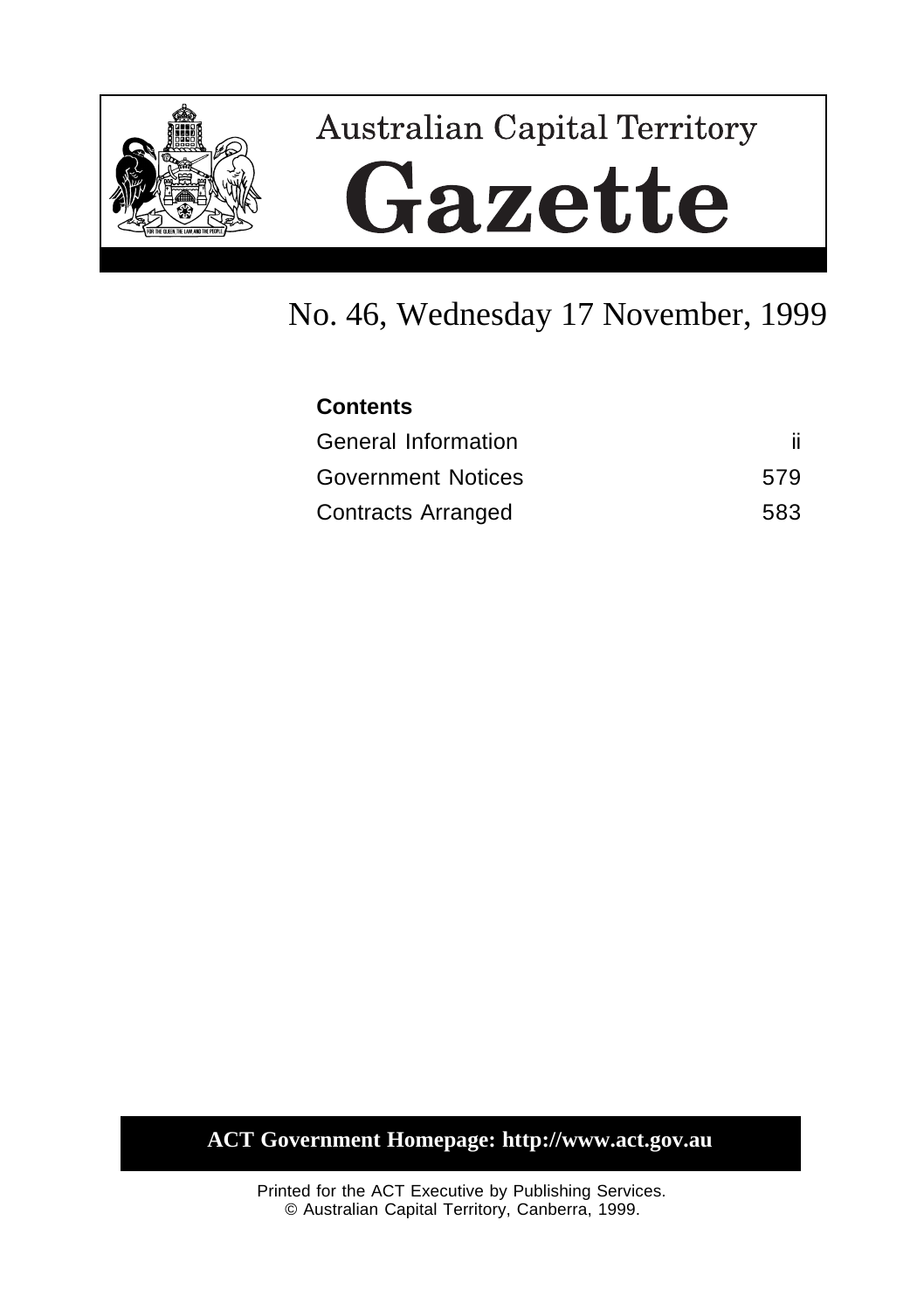# Australian Capital Territory

# Gazette

## No. 46, Wednesday 17 November, 1999

**Contents**

| | |
|---|---|
| General Information | ii |
| Government Notices | 579 |
| Contracts Arranged | 583 |

**ACT Government Homepage: http://www.act.gov.au**

Printed for the ACT Executive by Publishing Services.
© Australian Capital Territory, Canberra, 1999.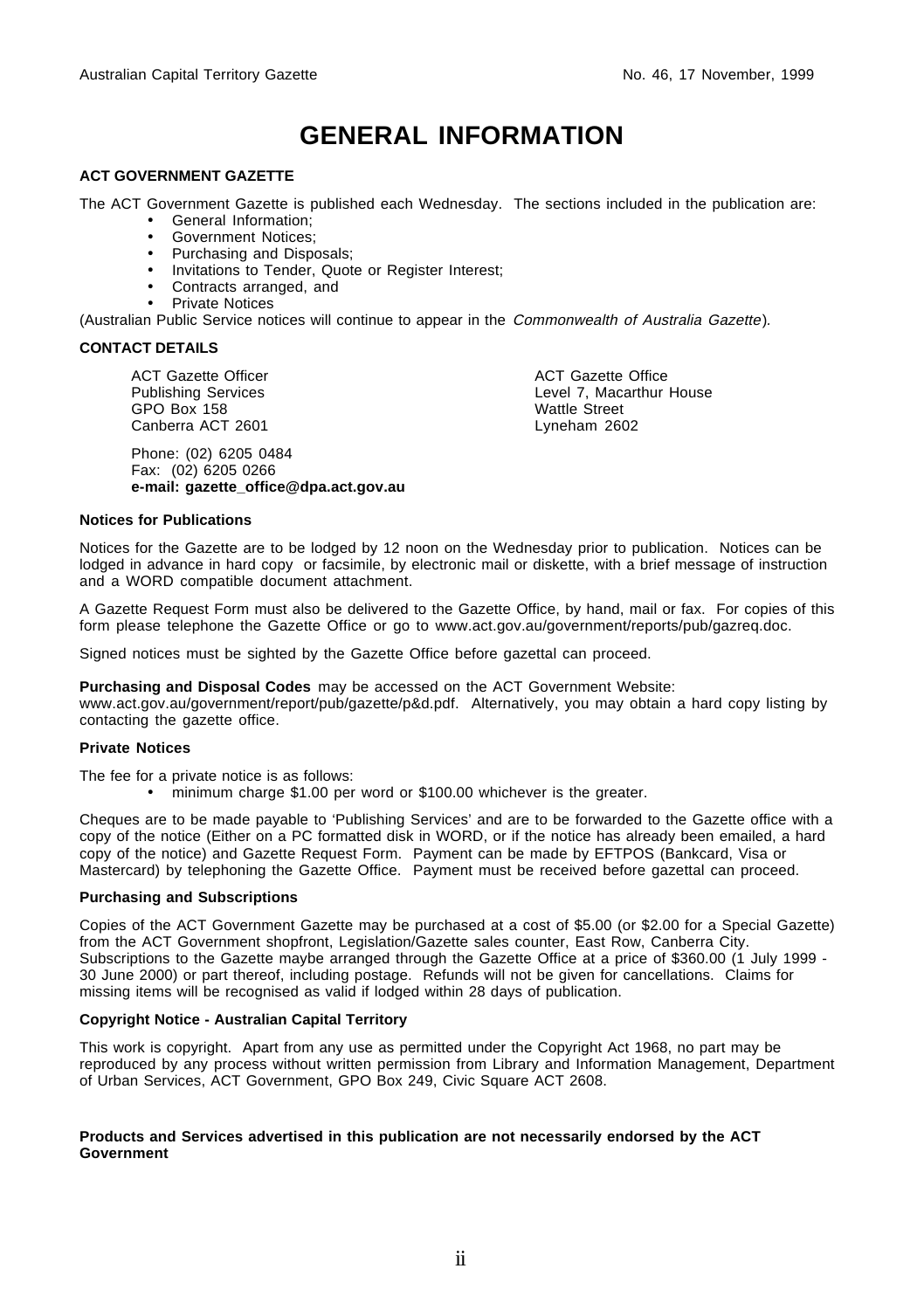# GENERAL INFORMATION

### ACT GOVERNMENT GAZETTE

The ACT Government Gazette is published each Wednesday. The sections included in the publication are:

- General Information;
- Government Notices;
- Purchasing and Disposals;
- Invitations to Tender, Quote or Register Interest;
- Contracts arranged, and
- Private Notices

(Australian Public Service notices will continue to appear in the *Commonwealth of Australia Gazette*).

### CONTACT DETAILS

ACT Gazette Officer
Publishing Services
GPO Box 158
Canberra ACT 2601

ACT Gazette Office
Level 7, Macarthur House
Wattle Street
Lyneham 2602

Phone: (02) 6205 0484
Fax: (02) 6205 0266
**e-mail: gazette_office@dpa.act.gov.au**

#### Notices for Publications

Notices for the Gazette are to be lodged by 12 noon on the Wednesday prior to publication. Notices can be lodged in advance in hard copy or facsimile, by electronic mail or diskette, with a brief message of instruction and a WORD compatible document attachment.

A Gazette Request Form must also be delivered to the Gazette Office, by hand, mail or fax. For copies of this form please telephone the Gazette Office or go to www.act.gov.au/government/reports/pub/gazreq.doc.

Signed notices must be sighted by the Gazette Office before gazettal can proceed.

**Purchasing and Disposal Codes** may be accessed on the ACT Government Website: www.act.gov.au/government/report/pub/gazette/p&d.pdf. Alternatively, you may obtain a hard copy listing by contacting the gazette office.

#### Private Notices

The fee for a private notice is as follows:

- minimum charge $1.00 per word or $100.00 whichever is the greater.

Cheques are to be made payable to 'Publishing Services' and are to be forwarded to the Gazette office with a copy of the notice (Either on a PC formatted disk in WORD, or if the notice has already been emailed, a hard copy of the notice) and Gazette Request Form. Payment can be made by EFTPOS (Bankcard, Visa or Mastercard) by telephoning the Gazette Office. Payment must be received before gazettal can proceed.

#### Purchasing and Subscriptions

Copies of the ACT Government Gazette may be purchased at a cost of $5.00 (or $2.00 for a Special Gazette) from the ACT Government shopfront, Legislation/Gazette sales counter, East Row, Canberra City. Subscriptions to the Gazette maybe arranged through the Gazette Office at a price of $360.00 (1 July 1999 - 30 June 2000) or part thereof, including postage. Refunds will not be given for cancellations. Claims for missing items will be recognised as valid if lodged within 28 days of publication.

#### Copyright Notice - Australian Capital Territory

This work is copyright. Apart from any use as permitted under the Copyright Act 1968, no part may be reproduced by any process without written permission from Library and Information Management, Department of Urban Services, ACT Government, GPO Box 249, Civic Square ACT 2608.

**Products and Services advertised in this publication are not necessarily endorsed by the ACT Government**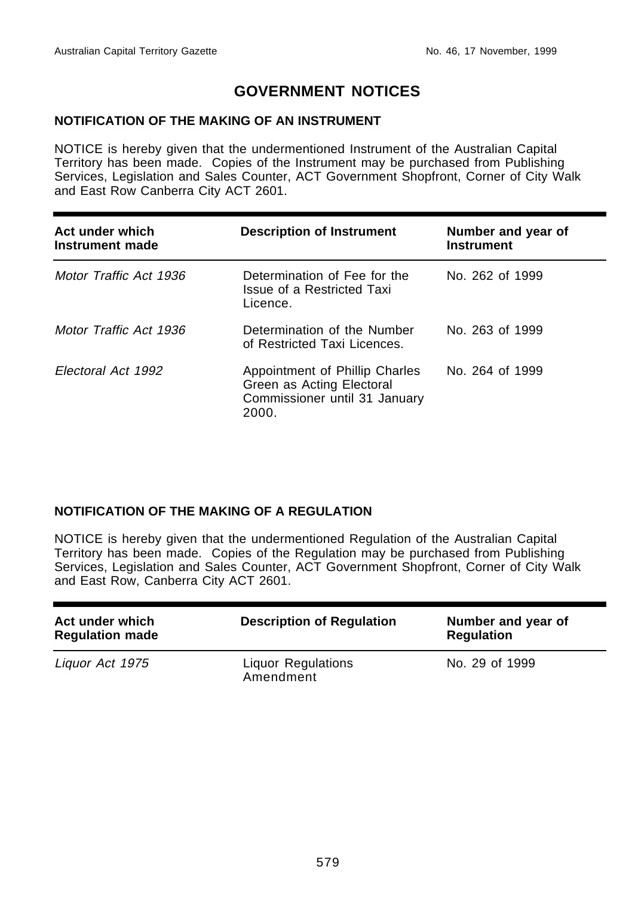# GOVERNMENT NOTICES

## NOTIFICATION OF THE MAKING OF AN INSTRUMENT

NOTICE is hereby given that the undermentioned Instrument of the Australian Capital Territory has been made. Copies of the Instrument may be purchased from Publishing Services, Legislation and Sales Counter, ACT Government Shopfront, Corner of City Walk and East Row Canberra City ACT 2601.

| Act under which Instrument made | Description of Instrument | Number and year of Instrument |
|---|---|---|
| *Motor Traffic Act 1936* | Determination of Fee for the Issue of a Restricted Taxi Licence. | No. 262 of 1999 |
| *Motor Traffic Act 1936* | Determination of the Number of Restricted Taxi Licences. | No. 263 of 1999 |
| *Electoral Act 1992* | Appointment of Phillip Charles Green as Acting Electoral Commissioner until 31 January 2000. | No. 264 of 1999 |

## NOTIFICATION OF THE MAKING OF A REGULATION

NOTICE is hereby given that the undermentioned Regulation of the Australian Capital Territory has been made. Copies of the Regulation may be purchased from Publishing Services, Legislation and Sales Counter, ACT Government Shopfront, Corner of City Walk and East Row, Canberra City ACT 2601.

| Act under which Regulation made | Description of Regulation | Number and year of Regulation |
|---|---|---|
| *Liquor Act 1975* | Liquor Regulations Amendment | No. 29 of 1999 |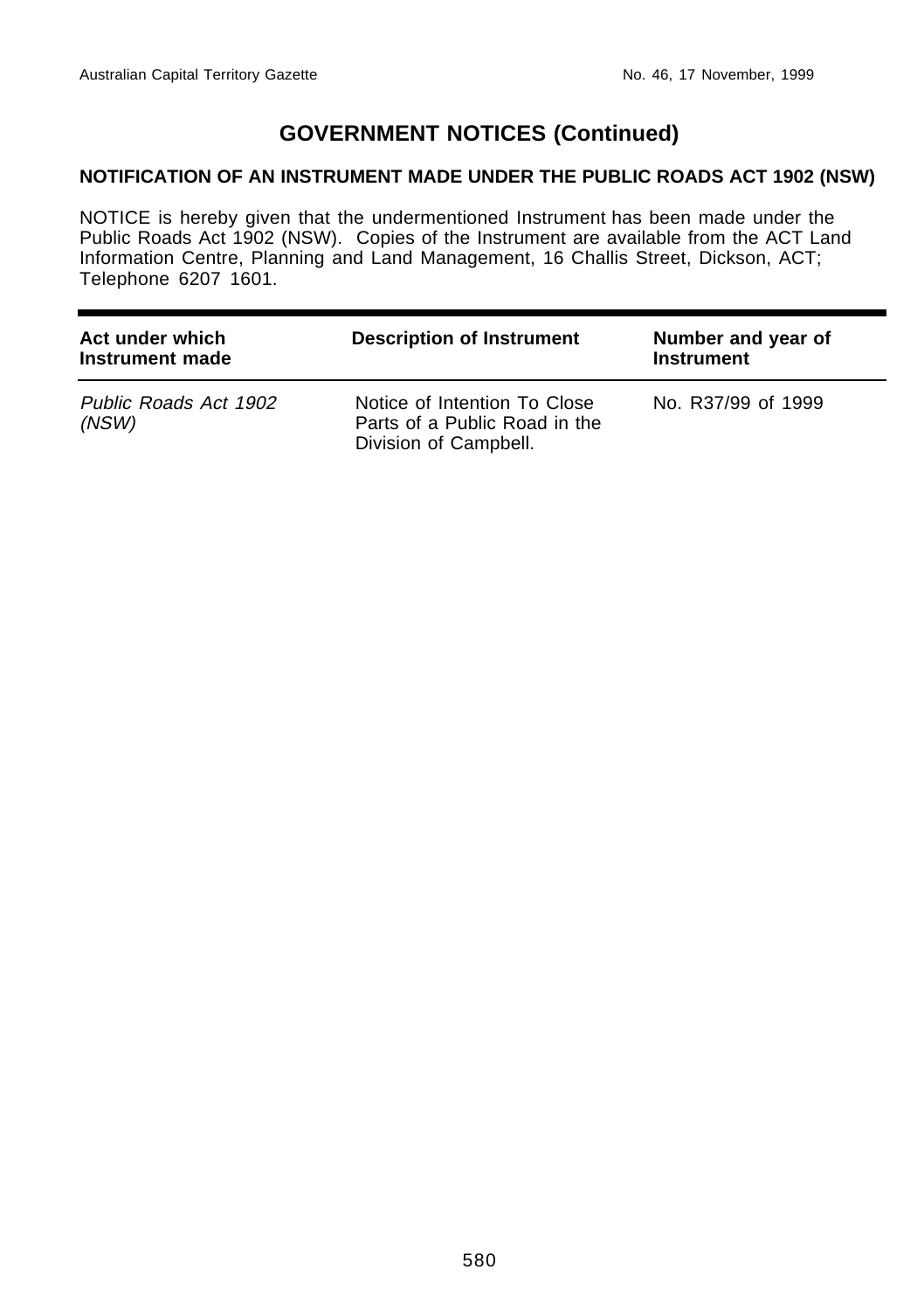# GOVERNMENT NOTICES (Continued)

## NOTIFICATION OF AN INSTRUMENT MADE UNDER THE PUBLIC ROADS ACT 1902 (NSW)

NOTICE is hereby given that the undermentioned Instrument has been made under the Public Roads Act 1902 (NSW). Copies of the Instrument are available from the ACT Land Information Centre, Planning and Land Management, 16 Challis Street, Dickson, ACT; Telephone 6207 1601.

| Act under which Instrument made | Description of Instrument | Number and year of Instrument |
|---|---|---|
| *Public Roads Act 1902 (NSW)* | Notice of Intention To Close Parts of a Public Road in the Division of Campbell. | No. R37/99 of 1999 |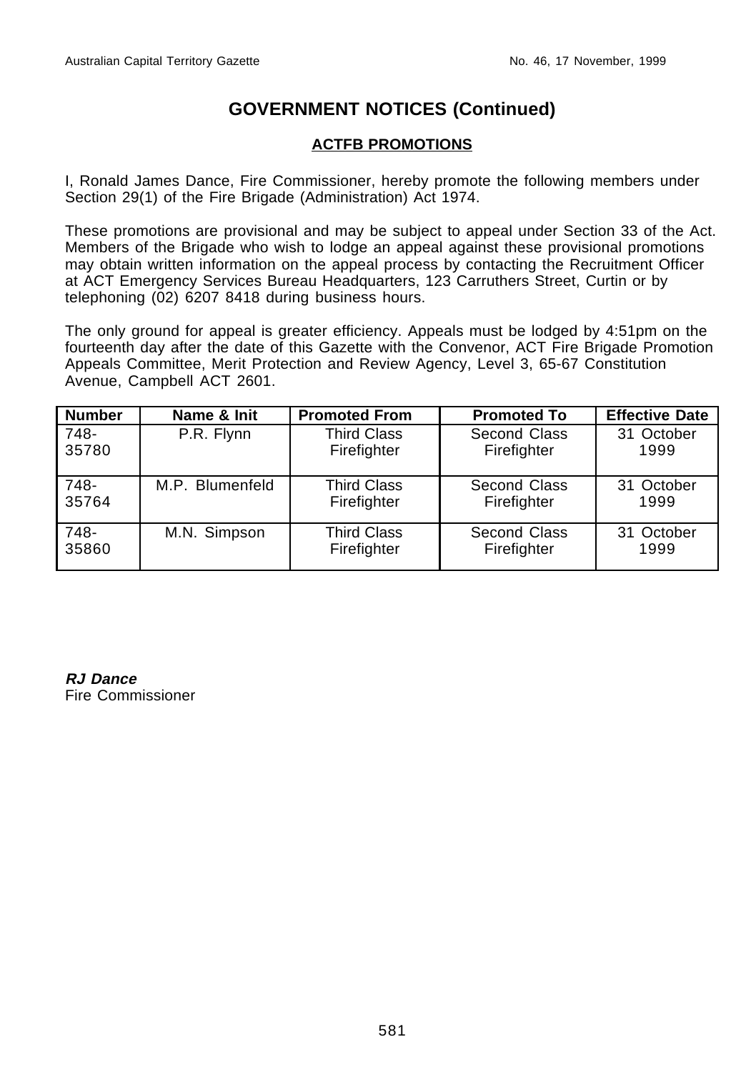## GOVERNMENT NOTICES (Continued)

### ACTFB PROMOTIONS

I, Ronald James Dance, Fire Commissioner, hereby promote the following members under Section 29(1) of the Fire Brigade (Administration) Act 1974.

These promotions are provisional and may be subject to appeal under Section 33 of the Act. Members of the Brigade who wish to lodge an appeal against these provisional promotions may obtain written information on the appeal process by contacting the Recruitment Officer at ACT Emergency Services Bureau Headquarters, 123 Carruthers Street, Curtin or by telephoning (02) 6207 8418 during business hours.

The only ground for appeal is greater efficiency. Appeals must be lodged by 4:51pm on the fourteenth day after the date of this Gazette with the Convenor, ACT Fire Brigade Promotion Appeals Committee, Merit Protection and Review Agency, Level 3, 65-67 Constitution Avenue, Campbell ACT 2601.

| Number | Name & Init | Promoted From | Promoted To | Effective Date |
|---|---|---|---|---|
| 748-35780 | P.R. Flynn | Third Class Firefighter | Second Class Firefighter | 31 October 1999 |
| 748-35764 | M.P. Blumenfeld | Third Class Firefighter | Second Class Firefighter | 31 October 1999 |
| 748-35860 | M.N. Simpson | Third Class Firefighter | Second Class Firefighter | 31 October 1999 |

***RJ Dance***
Fire Commissioner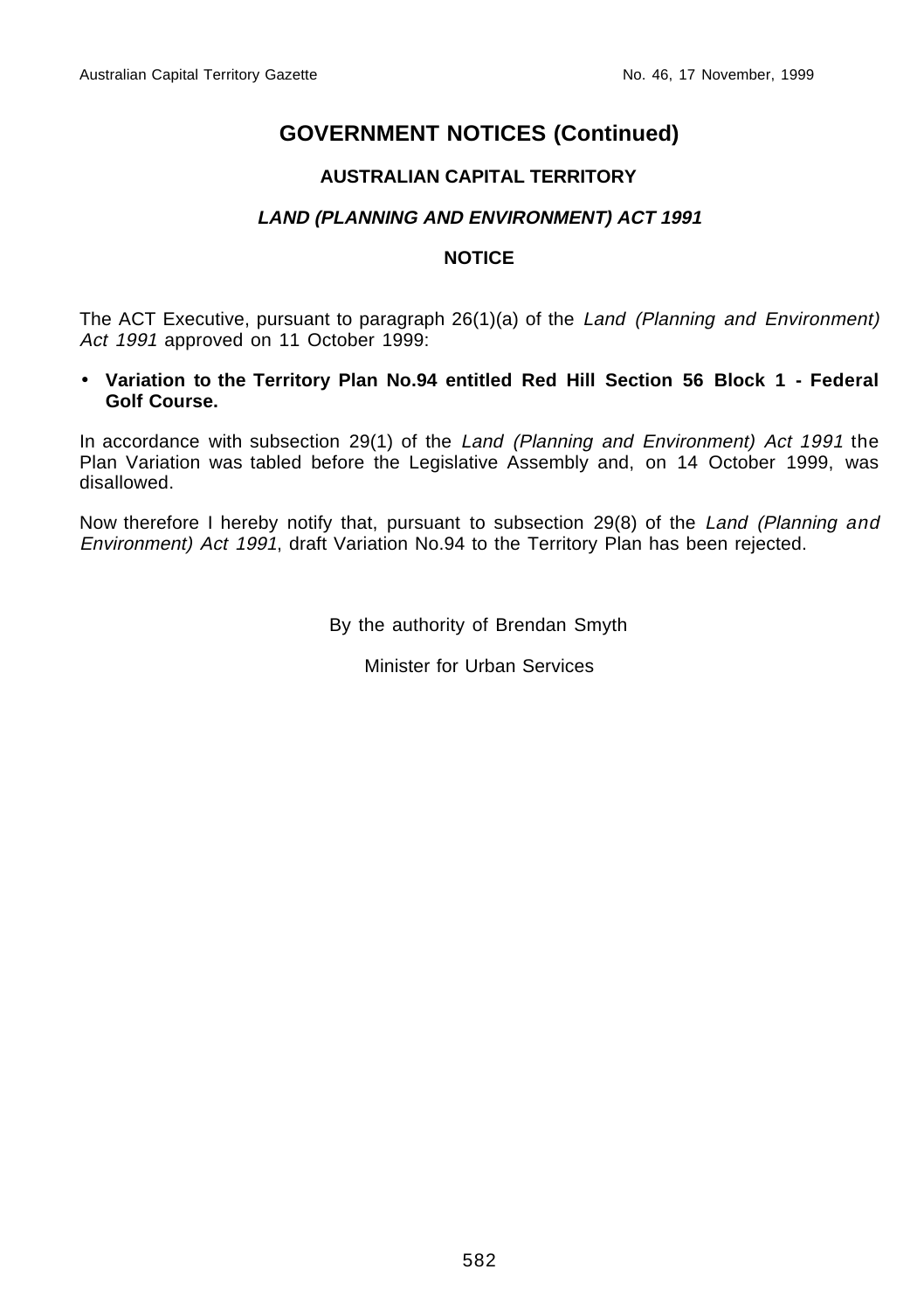# GOVERNMENT NOTICES (Continued)

## AUSTRALIAN CAPITAL TERRITORY

### *LAND (PLANNING AND ENVIRONMENT) ACT 1991*

### NOTICE

The ACT Executive, pursuant to paragraph 26(1)(a) of the *Land (Planning and Environment) Act 1991* approved on 11 October 1999:

- **Variation to the Territory Plan No.94 entitled Red Hill Section 56 Block 1 - Federal Golf Course.**

In accordance with subsection 29(1) of the *Land (Planning and Environment) Act 1991* the Plan Variation was tabled before the Legislative Assembly and, on 14 October 1999, was disallowed.

Now therefore I hereby notify that, pursuant to subsection 29(8) of the *Land (Planning and Environment) Act 1991*, draft Variation No.94 to the Territory Plan has been rejected.

By the authority of Brendan Smyth

Minister for Urban Services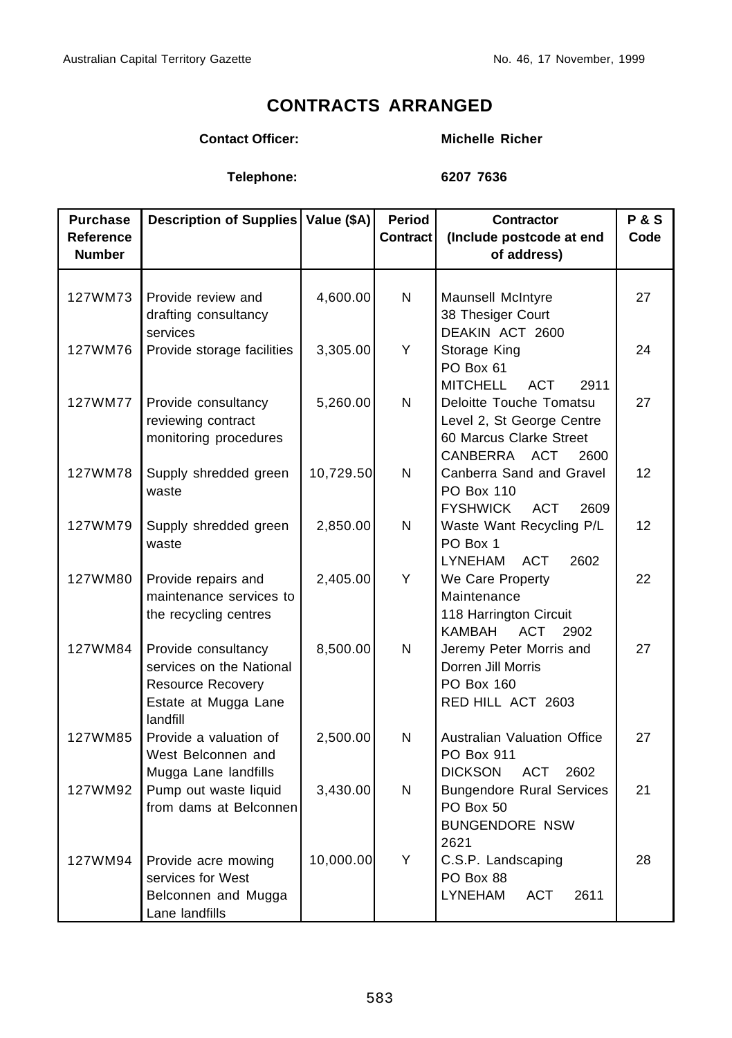# CONTRACTS ARRANGED

**Contact Officer:** **Michelle Richer**

**Telephone:** **6207 7636**

| Purchase Reference Number | Description of Supplies | Value ($A) | Period Contract | Contractor (Include postcode at end of address) | P & S Code |
|---|---|---|---|---|---|
| 127WM73 | Provide review and drafting consultancy services | 4,600.00 | N | Maunsell McIntyre<br>38 Thesiger Court<br>DEAKIN ACT 2600 | 27 |
| 127WM76 | Provide storage facilities | 3,305.00 | Y | Storage King<br>PO Box 61<br>MITCHELL ACT 2911 | 24 |
| 127WM77 | Provide consultancy reviewing contract monitoring procedures | 5,260.00 | N | Deloitte Touche Tomatsu<br>Level 2, St George Centre<br>60 Marcus Clarke Street<br>CANBERRA ACT 2600 | 27 |
| 127WM78 | Supply shredded green waste | 10,729.50 | N | Canberra Sand and Gravel<br>PO Box 110<br>FYSHWICK ACT 2609 | 12 |
| 127WM79 | Supply shredded green waste | 2,850.00 | N | Waste Want Recycling P/L<br>PO Box 1<br>LYNEHAM ACT 2602 | 12 |
| 127WM80 | Provide repairs and maintenance services to the recycling centres | 2,405.00 | Y | We Care Property Maintenance<br>118 Harrington Circuit<br>KAMBAH ACT 2902 | 22 |
| 127WM84 | Provide consultancy services on the National Resource Recovery Estate at Mugga Lane landfill | 8,500.00 | N | Jeremy Peter Morris and Dorren Jill Morris<br>PO Box 160<br>RED HILL ACT 2603 | 27 |
| 127WM85 | Provide a valuation of West Belconnen and Mugga Lane landfills | 2,500.00 | N | Australian Valuation Office<br>PO Box 911<br>DICKSON ACT 2602 | 27 |
| 127WM92 | Pump out waste liquid from dams at Belconnen | 3,430.00 | N | Bungendore Rural Services<br>PO Box 50<br>BUNGENDORE NSW 2621 | 21 |
| 127WM94 | Provide acre mowing services for West Belconnen and Mugga Lane landfills | 10,000.00 | Y | C.S.P. Landscaping<br>PO Box 88<br>LYNEHAM ACT 2611 | 28 |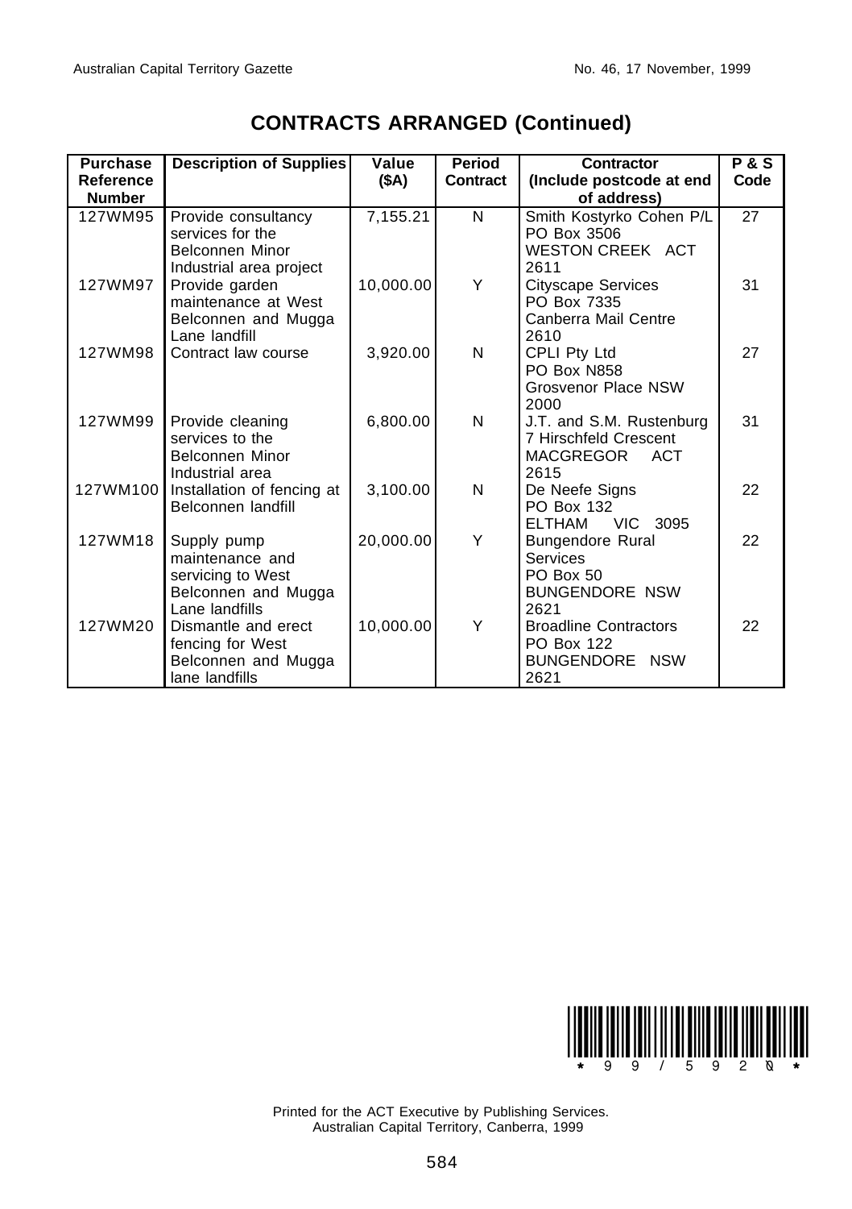## CONTRACTS ARRANGED (Continued)

| Purchase Reference Number | Description of Supplies | Value ($A) | Period Contract | Contractor (Include postcode at end of address) | P & S Code |
|---|---|---|---|---|---|
| 127WM95 | Provide consultancy services for the Belconnen Minor Industrial area project | 7,155.21 | N | Smith Kostyrko Cohen P/L PO Box 3506 WESTON CREEK ACT 2611 | 27 |
| 127WM97 | Provide garden maintenance at West Belconnen and Mugga Lane landfill | 10,000.00 | Y | Cityscape Services PO Box 7335 Canberra Mail Centre 2610 | 31 |
| 127WM98 | Contract law course | 3,920.00 | N | CPLI Pty Ltd PO Box N858 Grosvenor Place NSW 2000 | 27 |
| 127WM99 | Provide cleaning services to the Belconnen Minor Industrial area | 6,800.00 | N | J.T. and S.M. Rustenburg 7 Hirschfeld Crescent MACGREGOR ACT 2615 | 31 |
| 127WM100 | Installation of fencing at Belconnen landfill | 3,100.00 | N | De Neefe Signs PO Box 132 ELTHAM VIC 3095 | 22 |
| 127WM18 | Supply pump maintenance and servicing to West Belconnen and Mugga Lane landfills | 20,000.00 | Y | Bungendore Rural Services PO Box 50 BUNGENDORE NSW 2621 | 22 |
| 127WM20 | Dismantle and erect fencing for West Belconnen and Mugga lane landfills | 10,000.00 | Y | Broadline Contractors PO Box 122 BUNGENDORE NSW 2621 | 22 |

*99/5920*

Printed for the ACT Executive by Publishing Services.
Australian Capital Territory, Canberra, 1999